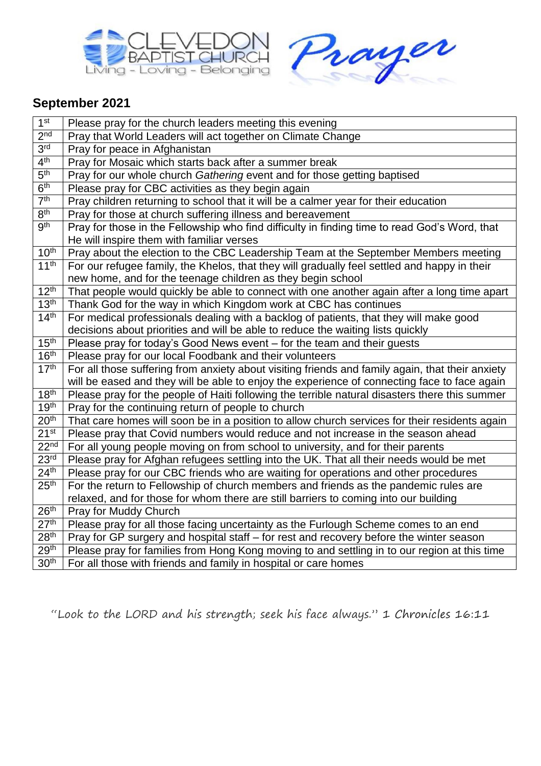CLEVEDON BAPTIST CHURCH
Living - Loving - Belonging

Prayer

## September 2021

| | |
|---|---|
| 1st | Please pray for the church leaders meeting this evening |
| 2nd | Pray that World Leaders will act together on Climate Change |
| 3rd | Pray for peace in Afghanistan |
| 4th | Pray for Mosaic which starts back after a summer break |
| 5th | Pray for our whole church *Gathering* event and for those getting baptised |
| 6th | Please pray for CBC activities as they begin again |
| 7th | Pray children returning to school that it will be a calmer year for their education |
| 8th | Pray for those at church suffering illness and bereavement |
| 9th | Pray for those in the Fellowship who find difficulty in finding time to read God's Word, that He will inspire them with familiar verses |
| 10th | Pray about the election to the CBC Leadership Team at the September Members meeting |
| 11th | For our refugee family, the Khelos, that they will gradually feel settled and happy in their new home, and for the teenage children as they begin school |
| 12th | That people would quickly be able to connect with one another again after a long time apart |
| 13th | Thank God for the way in which Kingdom work at CBC has continues |
| 14th | For medical professionals dealing with a backlog of patients, that they will make good decisions about priorities and will be able to reduce the waiting lists quickly |
| 15th | Please pray for today's Good News event – for the team and their guests |
| 16th | Please pray for our local Foodbank and their volunteers |
| 17th | For all those suffering from anxiety about visiting friends and family again, that their anxiety will be eased and they will be able to enjoy the experience of connecting face to face again |
| 18th | Please pray for the people of Haiti following the terrible natural disasters there this summer |
| 19th | Pray for the continuing return of people to church |
| 20th | That care homes will soon be in a position to allow church services for their residents again |
| 21st | Please pray that Covid numbers would reduce and not increase in the season ahead |
| 22nd | For all young people moving on from school to university, and for their parents |
| 23rd | Please pray for Afghan refugees settling into the UK. That all their needs would be met |
| 24th | Please pray for our CBC friends who are waiting for operations and other procedures |
| 25th | For the return to Fellowship of church members and friends as the pandemic rules are relaxed, and for those for whom there are still barriers to coming into our building |
| 26th | Pray for Muddy Church |
| 27th | Please pray for all those facing uncertainty as the Furlough Scheme comes to an end |
| 28th | Pray for GP surgery and hospital staff – for rest and recovery before the winter season |
| 29th | Please pray for families from Hong Kong moving to and settling in to our region at this time |
| 30th | For all those with friends and family in hospital or care homes |

"Look to the LORD and his strength; seek his face always." 1 Chronicles 16:11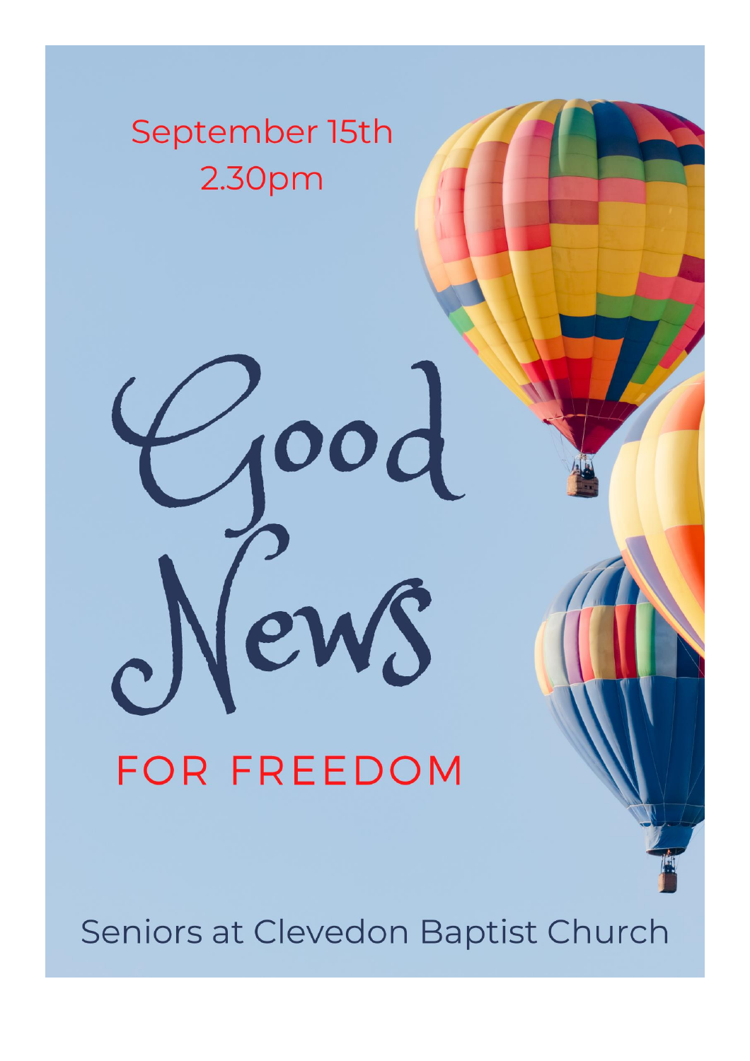September 15th
2.30pm

# Good News

## FOR FREEDOM

Seniors at Clevedon Baptist Church